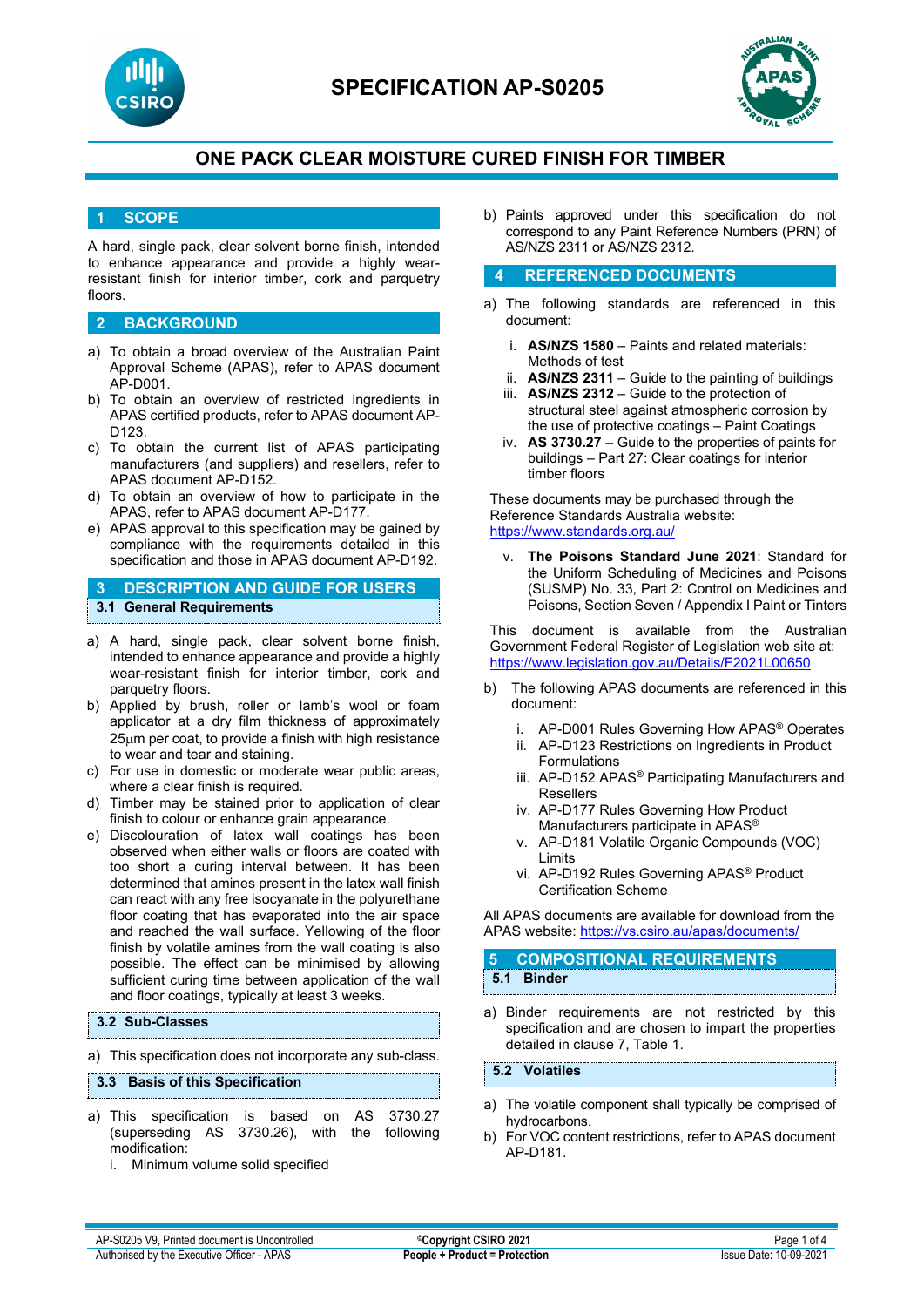# SPECIFICATION AP-S0205

## ONE PACK CLEAR MOISTURE CURED FINISH FOR TIMBER

## 1 SCOPE

A hard, single pack, clear solvent borne finish, intended to enhance appearance and provide a highly wear-resistant finish for interior timber, cork and parquetry floors.

## 2 BACKGROUND

a) To obtain a broad overview of the Australian Paint Approval Scheme (APAS), refer to APAS document AP-D001.
b) To obtain an overview of restricted ingredients in APAS certified products, refer to APAS document AP-D123.
c) To obtain the current list of APAS participating manufacturers (and suppliers) and resellers, refer to APAS document AP-D152.
d) To obtain an overview of how to participate in the APAS, refer to APAS document AP-D177.
e) APAS approval to this specification may be gained by compliance with the requirements detailed in this specification and those in APAS document AP-D192.

## 3 DESCRIPTION AND GUIDE FOR USERS

### 3.1 General Requirements

a) A hard, single pack, clear solvent borne finish, intended to enhance appearance and provide a highly wear-resistant finish for interior timber, cork and parquetry floors.
b) Applied by brush, roller or lamb's wool or foam applicator at a dry film thickness of approximately 25µm per coat, to provide a finish with high resistance to wear and tear and staining.
c) For use in domestic or moderate wear public areas, where a clear finish is required.
d) Timber may be stained prior to application of clear finish to colour or enhance grain appearance.
e) Discolouration of latex wall coatings has been observed when either walls or floors are coated with too short a curing interval between. It has been determined that amines present in the latex wall finish can react with any free isocyanate in the polyurethane floor coating that has evaporated into the air space and reached the wall surface. Yellowing of the floor finish by volatile amines from the wall coating is also possible. The effect can be minimised by allowing sufficient curing time between application of the wall and floor coatings, typically at least 3 weeks.

### 3.2 Sub-Classes

a) This specification does not incorporate any sub-class.

### 3.3 Basis of this Specification

a) This specification is based on AS 3730.27 (superseding AS 3730.26), with the following modification:
   i. Minimum volume solid specified
b) Paints approved under this specification do not correspond to any Paint Reference Numbers (PRN) of AS/NZS 2311 or AS/NZS 2312.

## 4 REFERENCED DOCUMENTS

a) The following standards are referenced in this document:
   i. **AS/NZS 1580** – Paints and related materials: Methods of test
   ii. **AS/NZS 2311** – Guide to the painting of buildings
   iii. **AS/NZS 2312** – Guide to the protection of structural steel against atmospheric corrosion by the use of protective coatings – Paint Coatings
   iv. **AS 3730.27** – Guide to the properties of paints for buildings – Part 27: Clear coatings for interior timber floors

These documents may be purchased through the Reference Standards Australia website: https://www.standards.org.au/

   v. **The Poisons Standard June 2021**: Standard for the Uniform Scheduling of Medicines and Poisons (SUSMP) No. 33, Part 2: Control on Medicines and Poisons, Section Seven / Appendix I Paint or Tinters

This document is available from the Australian Government Federal Register of Legislation web site at: https://www.legislation.gov.au/Details/F2021L00650

b) The following APAS documents are referenced in this document:
   i. AP-D001 Rules Governing How APAS® Operates
   ii. AP-D123 Restrictions on Ingredients in Product Formulations
   iii. AP-D152 APAS® Participating Manufacturers and Resellers
   iv. AP-D177 Rules Governing How Product Manufacturers participate in APAS®
   v. AP-D181 Volatile Organic Compounds (VOC) Limits
   vi. AP-D192 Rules Governing APAS® Product Certification Scheme

All APAS documents are available for download from the APAS website: https://vs.csiro.au/apas/documents/

## 5 COMPOSITIONAL REQUIREMENTS

### 5.1 Binder

a) Binder requirements are not restricted by this specification and are chosen to impart the properties detailed in clause 7, Table 1.

### 5.2 Volatiles

a) The volatile component shall typically be comprised of hydrocarbons.
b) For VOC content restrictions, refer to APAS document AP-D181.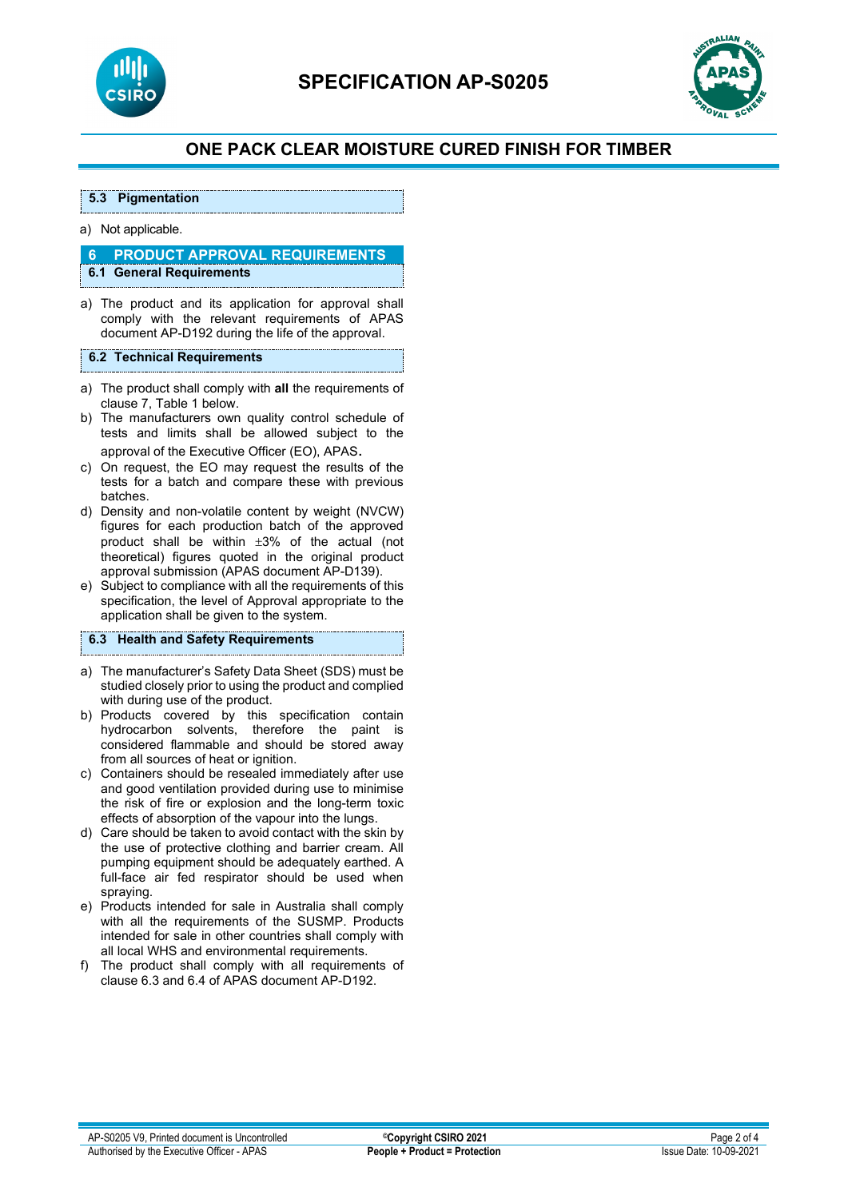### 5.3 Pigmentation

a) Not applicable.

## 6 PRODUCT APPROVAL REQUIREMENTS

### 6.1 General Requirements

a) The product and its application for approval shall comply with the relevant requirements of APAS document AP-D192 during the life of the approval.

### 6.2 Technical Requirements

a) The product shall comply with **all** the requirements of clause 7, Table 1 below.
b) The manufacturers own quality control schedule of tests and limits shall be allowed subject to the approval of the Executive Officer (EO), APAS.
c) On request, the EO may request the results of the tests for a batch and compare these with previous batches.
d) Density and non-volatile content by weight (NVCW) figures for each production batch of the approved product shall be within ±3% of the actual (not theoretical) figures quoted in the original product approval submission (APAS document AP-D139).
e) Subject to compliance with all the requirements of this specification, the level of Approval appropriate to the application shall be given to the system.

### 6.3 Health and Safety Requirements

a) The manufacturer's Safety Data Sheet (SDS) must be studied closely prior to using the product and complied with during use of the product.
b) Products covered by this specification contain hydrocarbon solvents, therefore the paint is considered flammable and should be stored away from all sources of heat or ignition.
c) Containers should be resealed immediately after use and good ventilation provided during use to minimise the risk of fire or explosion and the long-term toxic effects of absorption of the vapour into the lungs.
d) Care should be taken to avoid contact with the skin by the use of protective clothing and barrier cream. All pumping equipment should be adequately earthed. A full-face air fed respirator should be used when spraying.
e) Products intended for sale in Australia shall comply with all the requirements of the SUSMP. Products intended for sale in other countries shall comply with all local WHS and environmental requirements.
f) The product shall comply with all requirements of clause 6.3 and 6.4 of APAS document AP-D192.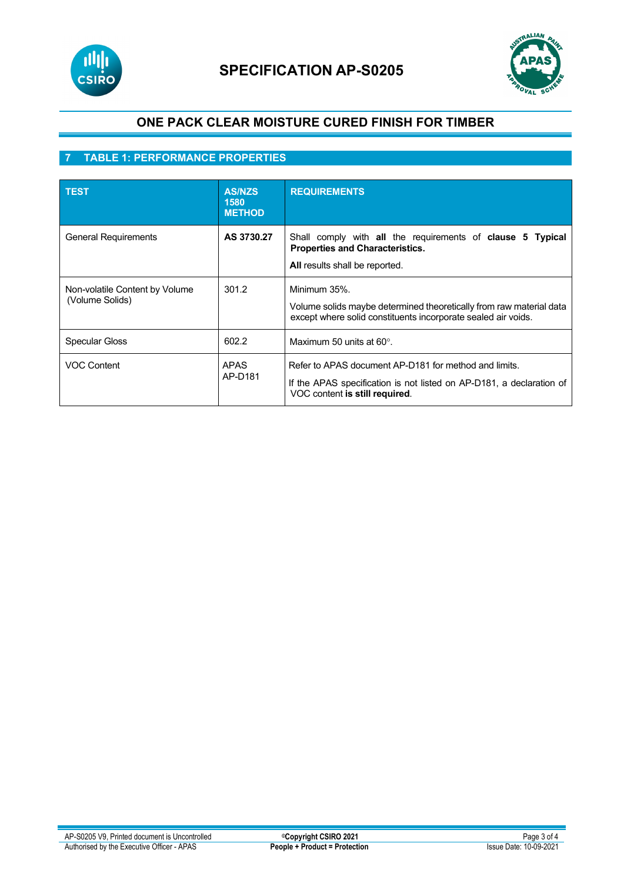# SPECIFICATION AP-S0205

## ONE PACK CLEAR MOISTURE CURED FINISH FOR TIMBER

## 7 TABLE 1: PERFORMANCE PROPERTIES

| TEST | AS/NZS 1580 METHOD | REQUIREMENTS |
|---|---|---|
| General Requirements | **AS 3730.27** | Shall comply with **all** the requirements of **clause 5 Typical Properties and Characteristics.**<br>**All** results shall be reported. |
| Non-volatile Content by Volume (Volume Solids) | 301.2 | Minimum 35%.<br>Volume solids maybe determined theoretically from raw material data except where solid constituents incorporate sealed air voids. |
| Specular Gloss | 602.2 | Maximum 50 units at 60°. |
| VOC Content | APAS AP-D181 | Refer to APAS document AP-D181 for method and limits.<br>If the APAS specification is not listed on AP-D181, a declaration of VOC content **is still required**. |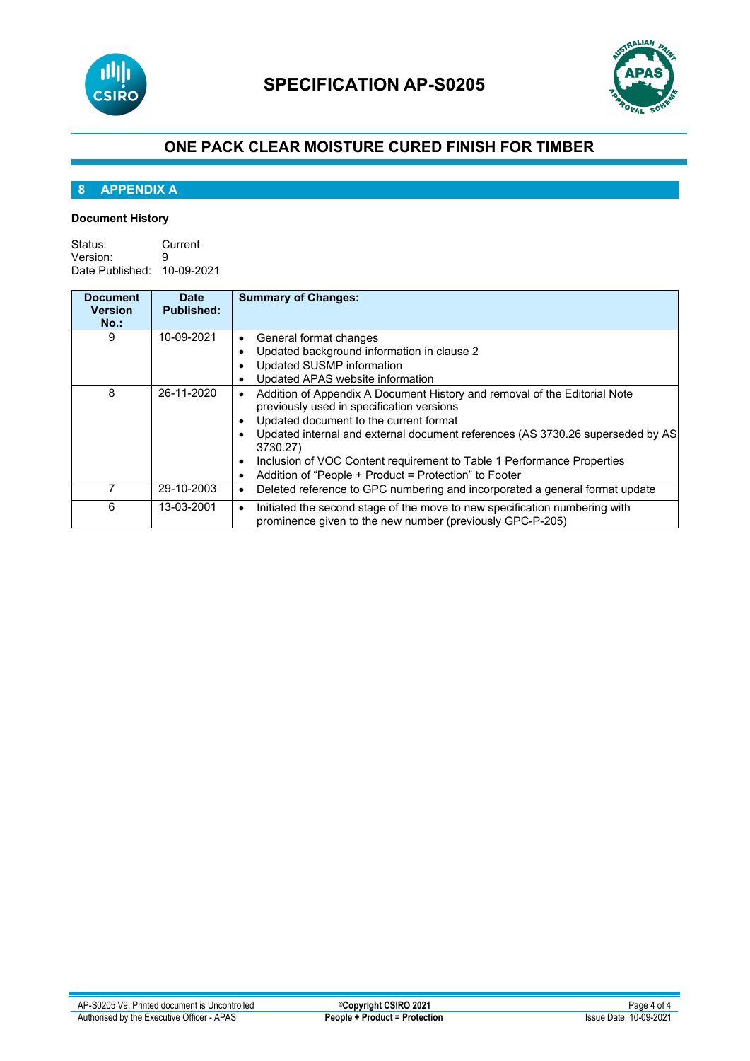# SPECIFICATION AP-S0205

## ONE PACK CLEAR MOISTURE CURED FINISH FOR TIMBER

## 8 APPENDIX A

**Document History**

Status: Current
Version: 9
Date Published: 10-09-2021

| Document Version No.: | Date Published: | Summary of Changes: |
|---|---|---|
| 9 | 10-09-2021 | • General format changes<br>• Updated background information in clause 2<br>• Updated SUSMP information<br>• Updated APAS website information |
| 8 | 26-11-2020 | • Addition of Appendix A Document History and removal of the Editorial Note previously used in specification versions<br>• Updated document to the current format<br>• Updated internal and external document references (AS 3730.26 superseded by AS 3730.27)<br>• Inclusion of VOC Content requirement to Table 1 Performance Properties<br>• Addition of "People + Product = Protection" to Footer |
| 7 | 29-10-2003 | • Deleted reference to GPC numbering and incorporated a general format update |
| 6 | 13-03-2001 | • Initiated the second stage of the move to new specification numbering with prominence given to the new number (previously GPC-P-205) |